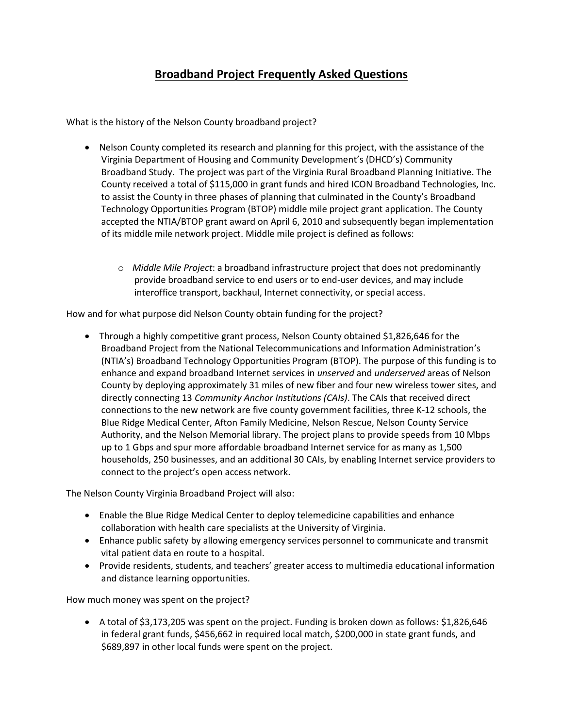# Broadband Project Frequently Asked Questions

What is the history of the Nelson County broadband project?

- Nelson County completed its research and planning for this project, with the assistance of the Virginia Department of Housing and Community Development's (DHCD's) Community Broadband Study. The project was part of the Virginia Rural Broadband Planning Initiative. The County received a total of $115,000 in grant funds and hired ICON Broadband Technologies, Inc. to assist the County in three phases of planning that culminated in the County's Broadband Technology Opportunities Program (BTOP) middle mile project grant application. The County accepted the NTIA/BTOP grant award on April 6, 2010 and subsequently began implementation of its middle mile network project. Middle mile project is defined as follows:
    - *Middle Mile Project*: a broadband infrastructure project that does not predominantly provide broadband service to end users or to end-user devices, and may include interoffice transport, backhaul, Internet connectivity, or special access.

How and for what purpose did Nelson County obtain funding for the project?

- Through a highly competitive grant process, Nelson County obtained $1,826,646 for the Broadband Project from the National Telecommunications and Information Administration's (NTIA's) Broadband Technology Opportunities Program (BTOP). The purpose of this funding is to enhance and expand broadband Internet services in *unserved* and *underserved* areas of Nelson County by deploying approximately 31 miles of new fiber and four new wireless tower sites, and directly connecting 13 *Community Anchor Institutions (CAIs)*. The CAIs that received direct connections to the new network are five county government facilities, three K-12 schools, the Blue Ridge Medical Center, Afton Family Medicine, Nelson Rescue, Nelson County Service Authority, and the Nelson Memorial library. The project plans to provide speeds from 10 Mbps up to 1 Gbps and spur more affordable broadband Internet service for as many as 1,500 households, 250 businesses, and an additional 30 CAIs, by enabling Internet service providers to connect to the project's open access network.

The Nelson County Virginia Broadband Project will also:

- Enable the Blue Ridge Medical Center to deploy telemedicine capabilities and enhance collaboration with health care specialists at the University of Virginia.
- Enhance public safety by allowing emergency services personnel to communicate and transmit vital patient data en route to a hospital.
- Provide residents, students, and teachers' greater access to multimedia educational information and distance learning opportunities.

How much money was spent on the project?

- A total of $3,173,205 was spent on the project. Funding is broken down as follows: $1,826,646 in federal grant funds, $456,662 in required local match, $200,000 in state grant funds, and $689,897 in other local funds were spent on the project.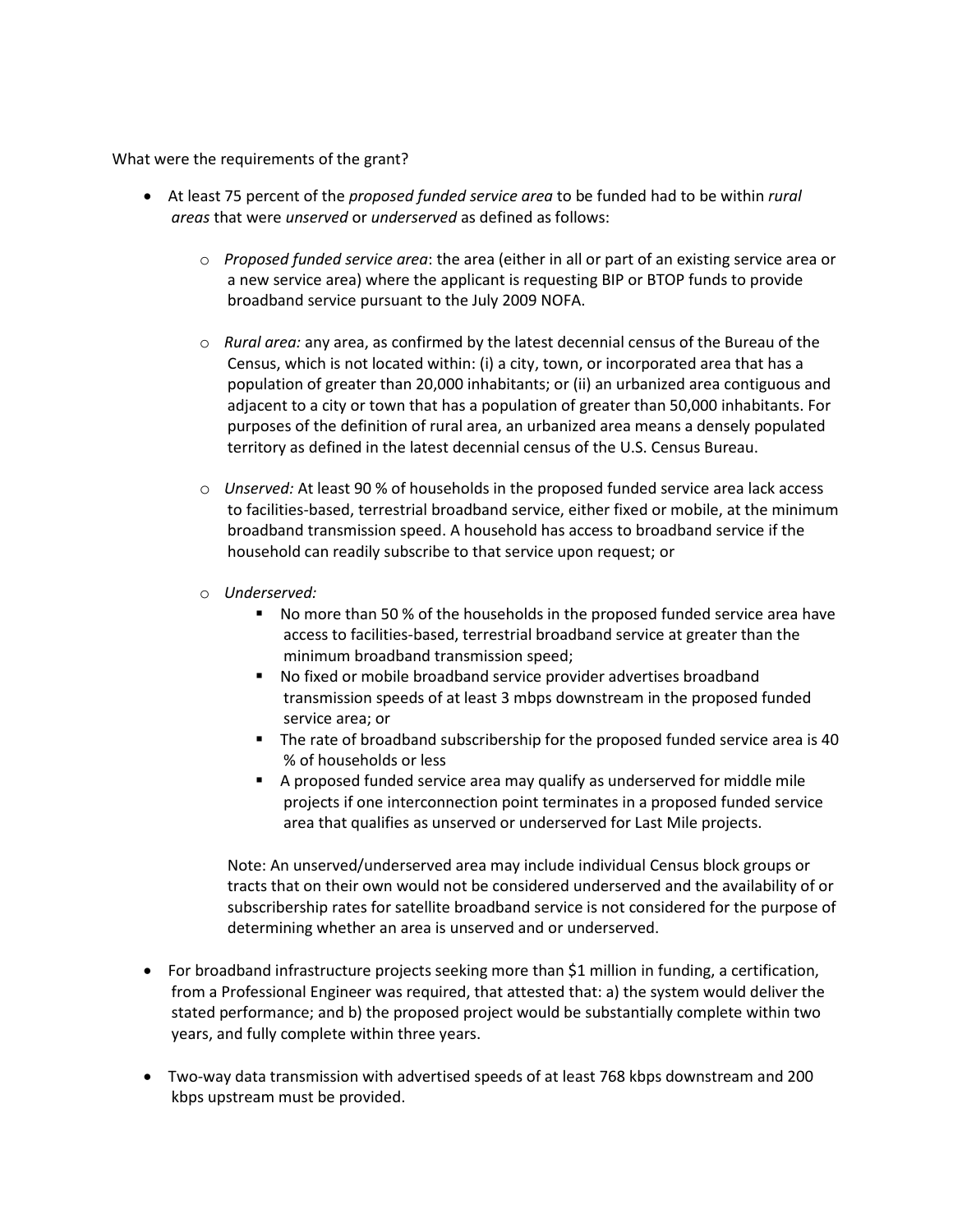What were the requirements of the grant?

- At least 75 percent of the *proposed funded service area* to be funded had to be within *rural areas* that were *unserved* or *underserved* as defined as follows:

  - *Proposed funded service area*: the area (either in all or part of an existing service area or a new service area) where the applicant is requesting BIP or BTOP funds to provide broadband service pursuant to the July 2009 NOFA.

  - *Rural area:* any area, as confirmed by the latest decennial census of the Bureau of the Census, which is not located within: (i) a city, town, or incorporated area that has a population of greater than 20,000 inhabitants; or (ii) an urbanized area contiguous and adjacent to a city or town that has a population of greater than 50,000 inhabitants. For purposes of the definition of rural area, an urbanized area means a densely populated territory as defined in the latest decennial census of the U.S. Census Bureau.

  - *Unserved:* At least 90 % of households in the proposed funded service area lack access to facilities-based, terrestrial broadband service, either fixed or mobile, at the minimum broadband transmission speed. A household has access to broadband service if the household can readily subscribe to that service upon request; or

  - *Underserved:*
    - No more than 50 % of the households in the proposed funded service area have access to facilities-based, terrestrial broadband service at greater than the minimum broadband transmission speed;
    - No fixed or mobile broadband service provider advertises broadband transmission speeds of at least 3 mbps downstream in the proposed funded service area; or
    - The rate of broadband subscribership for the proposed funded service area is 40 % of households or less
    - A proposed funded service area may qualify as underserved for middle mile projects if one interconnection point terminates in a proposed funded service area that qualifies as unserved or underserved for Last Mile projects.

    Note: An unserved/underserved area may include individual Census block groups or tracts that on their own would not be considered underserved and the availability of or subscribership rates for satellite broadband service is not considered for the purpose of determining whether an area is unserved and or underserved.

- For broadband infrastructure projects seeking more than $1 million in funding, a certification, from a Professional Engineer was required, that attested that: a) the system would deliver the stated performance; and b) the proposed project would be substantially complete within two years, and fully complete within three years.

- Two-way data transmission with advertised speeds of at least 768 kbps downstream and 200 kbps upstream must be provided.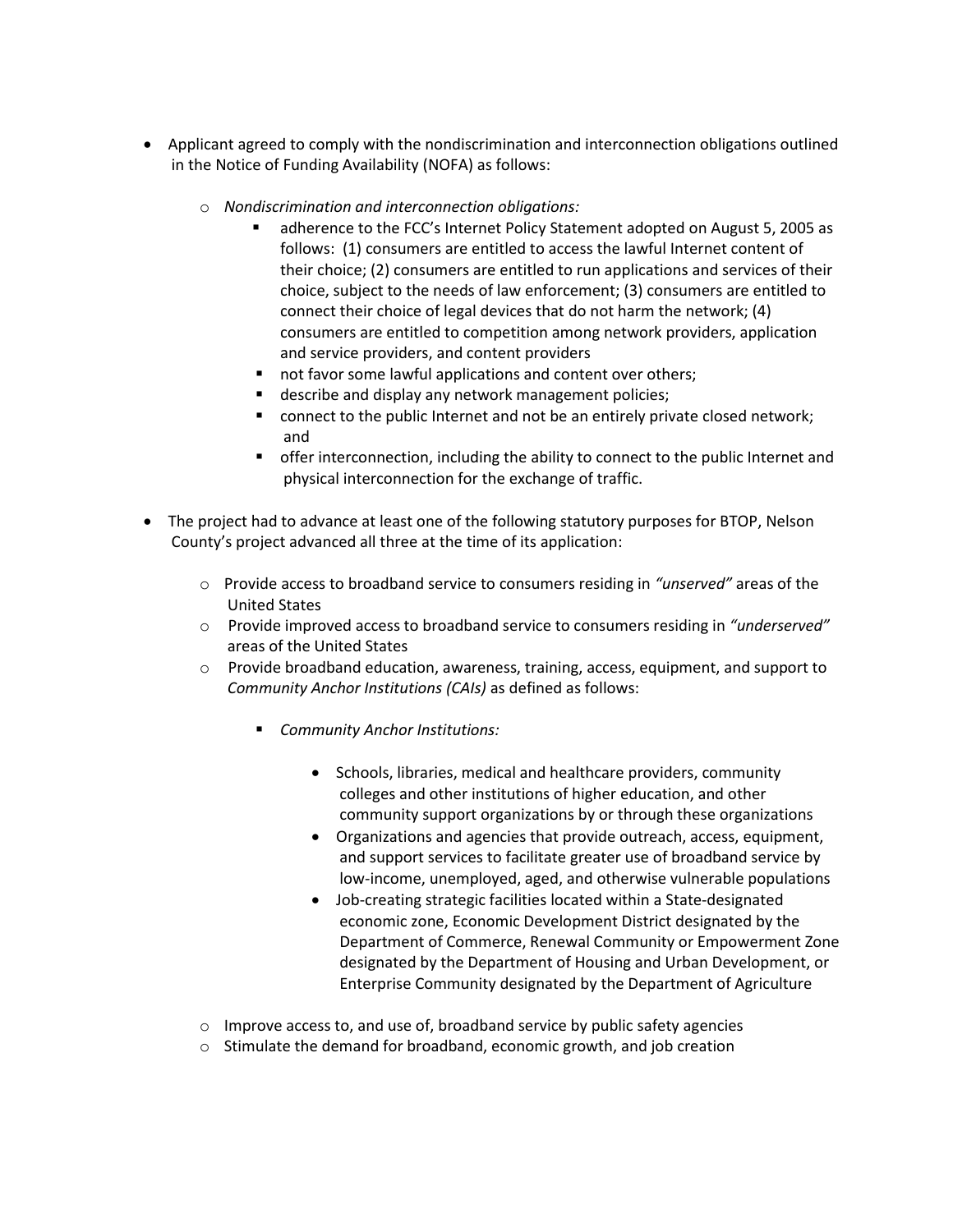- Applicant agreed to comply with the nondiscrimination and interconnection obligations outlined in the Notice of Funding Availability (NOFA) as follows:

  - *Nondiscrimination and interconnection obligations:*
    - adherence to the FCC's Internet Policy Statement adopted on August 5, 2005 as follows: (1) consumers are entitled to access the lawful Internet content of their choice; (2) consumers are entitled to run applications and services of their choice, subject to the needs of law enforcement; (3) consumers are entitled to connect their choice of legal devices that do not harm the network; (4) consumers are entitled to competition among network providers, application and service providers, and content providers
    - not favor some lawful applications and content over others;
    - describe and display any network management policies;
    - connect to the public Internet and not be an entirely private closed network; and
    - offer interconnection, including the ability to connect to the public Internet and physical interconnection for the exchange of traffic.

- The project had to advance at least one of the following statutory purposes for BTOP, Nelson County's project advanced all three at the time of its application:

  - Provide access to broadband service to consumers residing in *"unserved"* areas of the United States
  - Provide improved access to broadband service to consumers residing in *"underserved"* areas of the United States
  - Provide broadband education, awareness, training, access, equipment, and support to *Community Anchor Institutions (CAIs)* as defined as follows:

    - *Community Anchor Institutions:*

      - Schools, libraries, medical and healthcare providers, community colleges and other institutions of higher education, and other community support organizations by or through these organizations
      - Organizations and agencies that provide outreach, access, equipment, and support services to facilitate greater use of broadband service by low-income, unemployed, aged, and otherwise vulnerable populations
      - Job-creating strategic facilities located within a State-designated economic zone, Economic Development District designated by the Department of Commerce, Renewal Community or Empowerment Zone designated by the Department of Housing and Urban Development, or Enterprise Community designated by the Department of Agriculture

  - Improve access to, and use of, broadband service by public safety agencies
  - Stimulate the demand for broadband, economic growth, and job creation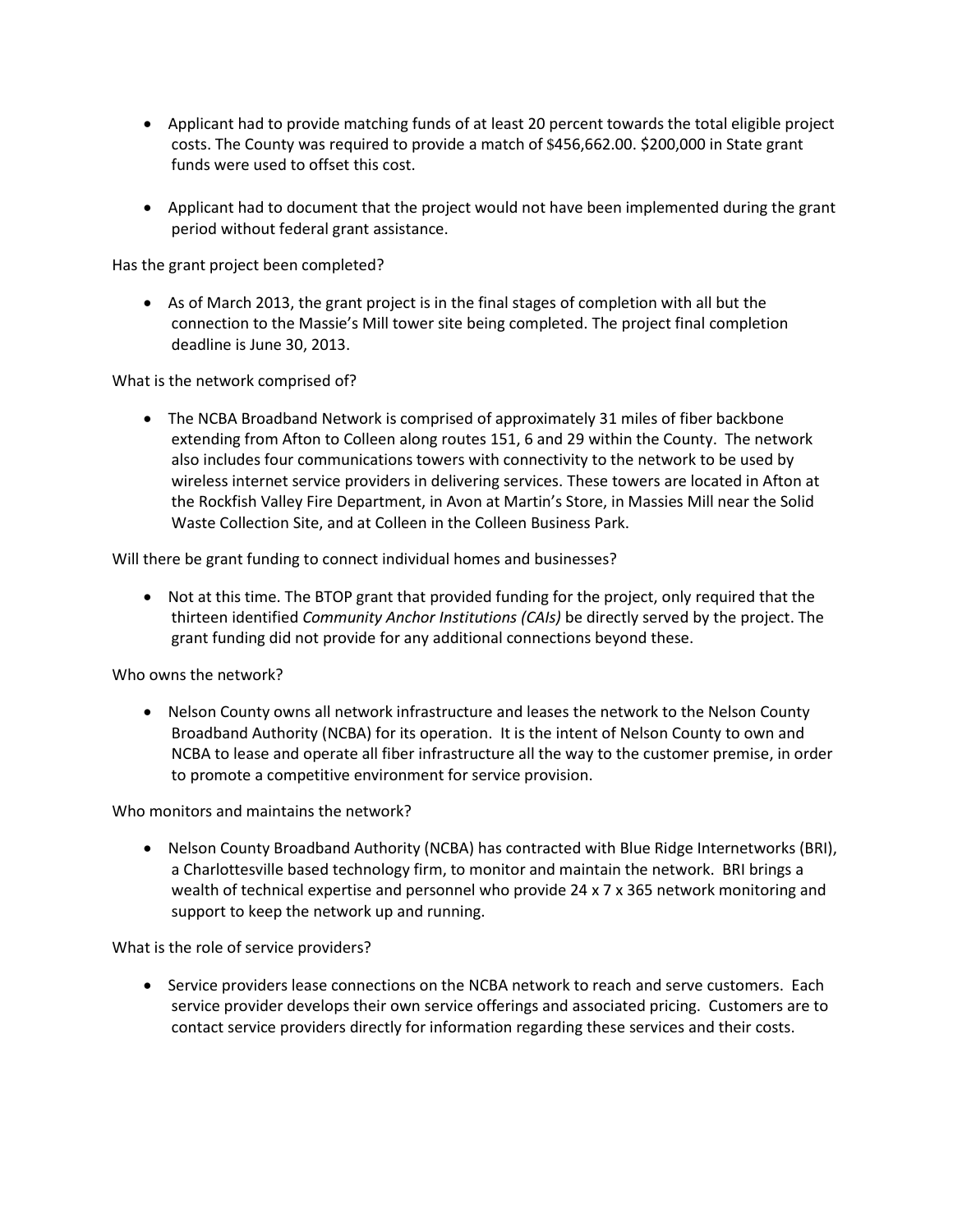- Applicant had to provide matching funds of at least 20 percent towards the total eligible project costs. The County was required to provide a match of $456,662.00. $200,000 in State grant funds were used to offset this cost.

- Applicant had to document that the project would not have been implemented during the grant period without federal grant assistance.

Has the grant project been completed?

- As of March 2013, the grant project is in the final stages of completion with all but the connection to the Massie's Mill tower site being completed. The project final completion deadline is June 30, 2013.

What is the network comprised of?

- The NCBA Broadband Network is comprised of approximately 31 miles of fiber backbone extending from Afton to Colleen along routes 151, 6 and 29 within the County. The network also includes four communications towers with connectivity to the network to be used by wireless internet service providers in delivering services. These towers are located in Afton at the Rockfish Valley Fire Department, in Avon at Martin's Store, in Massies Mill near the Solid Waste Collection Site, and at Colleen in the Colleen Business Park.

Will there be grant funding to connect individual homes and businesses?

- Not at this time. The BTOP grant that provided funding for the project, only required that the thirteen identified *Community Anchor Institutions (CAIs)* be directly served by the project. The grant funding did not provide for any additional connections beyond these.

Who owns the network?

- Nelson County owns all network infrastructure and leases the network to the Nelson County Broadband Authority (NCBA) for its operation. It is the intent of Nelson County to own and NCBA to lease and operate all fiber infrastructure all the way to the customer premise, in order to promote a competitive environment for service provision.

Who monitors and maintains the network?

- Nelson County Broadband Authority (NCBA) has contracted with Blue Ridge Internetworks (BRI), a Charlottesville based technology firm, to monitor and maintain the network. BRI brings a wealth of technical expertise and personnel who provide 24 x 7 x 365 network monitoring and support to keep the network up and running.

What is the role of service providers?

- Service providers lease connections on the NCBA network to reach and serve customers. Each service provider develops their own service offerings and associated pricing. Customers are to contact service providers directly for information regarding these services and their costs.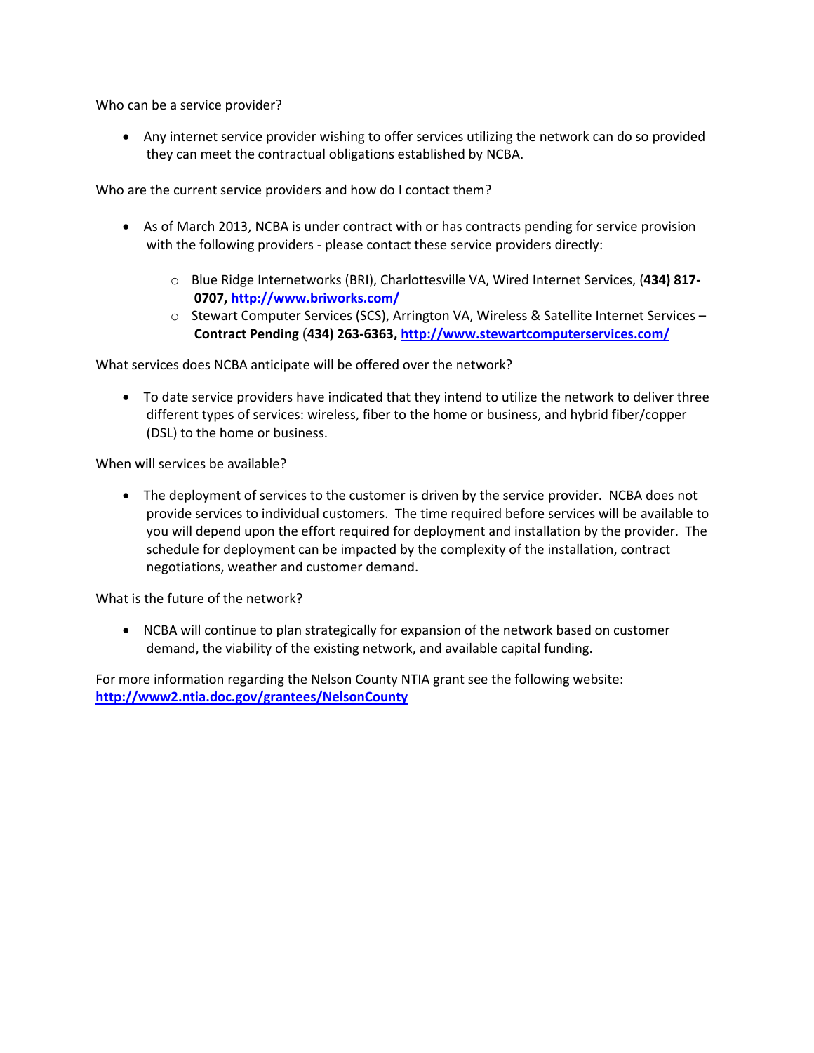Who can be a service provider?

- Any internet service provider wishing to offer services utilizing the network can do so provided they can meet the contractual obligations established by NCBA.

Who are the current service providers and how do I contact them?

- As of March 2013, NCBA is under contract with or has contracts pending for service provision with the following providers - please contact these service providers directly:
  - Blue Ridge Internetworks (BRI), Charlottesville VA, Wired Internet Services, (**434) 817-0707, [http://www.briworks.com/](http://www.briworks.com/)**
  - Stewart Computer Services (SCS), Arrington VA, Wireless & Satellite Internet Services – **Contract Pending** (**434) 263-6363, [http://www.stewartcomputerservices.com/](http://www.stewartcomputerservices.com/)**

What services does NCBA anticipate will be offered over the network?

- To date service providers have indicated that they intend to utilize the network to deliver three different types of services: wireless, fiber to the home or business, and hybrid fiber/copper (DSL) to the home or business.

When will services be available?

- The deployment of services to the customer is driven by the service provider. NCBA does not provide services to individual customers. The time required before services will be available to you will depend upon the effort required for deployment and installation by the provider. The schedule for deployment can be impacted by the complexity of the installation, contract negotiations, weather and customer demand.

What is the future of the network?

- NCBA will continue to plan strategically for expansion of the network based on customer demand, the viability of the existing network, and available capital funding.

For more information regarding the Nelson County NTIA grant see the following website:
**[http://www2.ntia.doc.gov/grantees/NelsonCounty](http://www2.ntia.doc.gov/grantees/NelsonCounty)**